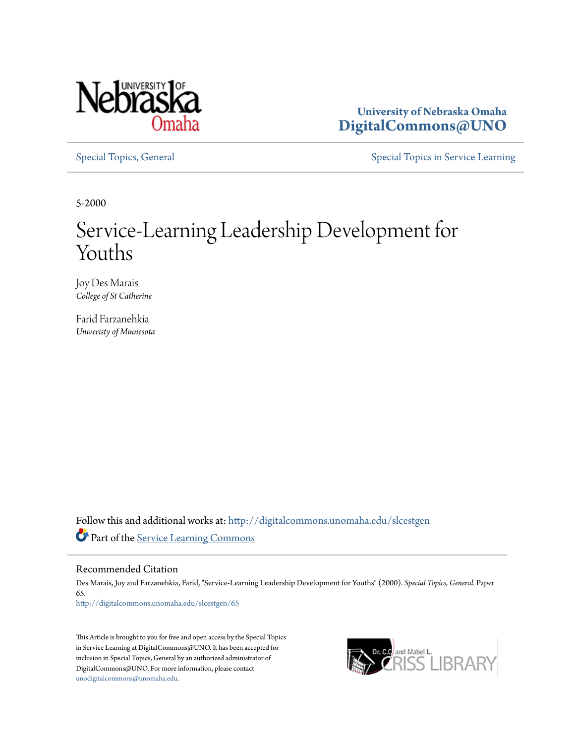University of Nebraska Omaha
**DigitalCommons@UNO**

Special Topics, General

Special Topics in Service Learning

5-2000

# Service-Learning Leadership Development for Youths

Joy Des Marais
*College of St Catherine*

Farid Farzanehkia
*Univeristy of Minnesota*

Follow this and additional works at: http://digitalcommons.unomaha.edu/slcestgen

Part of the Service Learning Commons

## Recommended Citation

Des Marais, Joy and Farzanehkia, Farid, "Service-Learning Leadership Development for Youths" (2000). *Special Topics, General.* Paper 65.
http://digitalcommons.unomaha.edu/slcestgen/65

This Article is brought to you for free and open access by the Special Topics in Service Learning at DigitalCommons@UNO. It has been accepted for inclusion in Special Topics, General by an authorized administrator of DigitalCommons@UNO. For more information, please contact unodigitalcommons@unomaha.edu.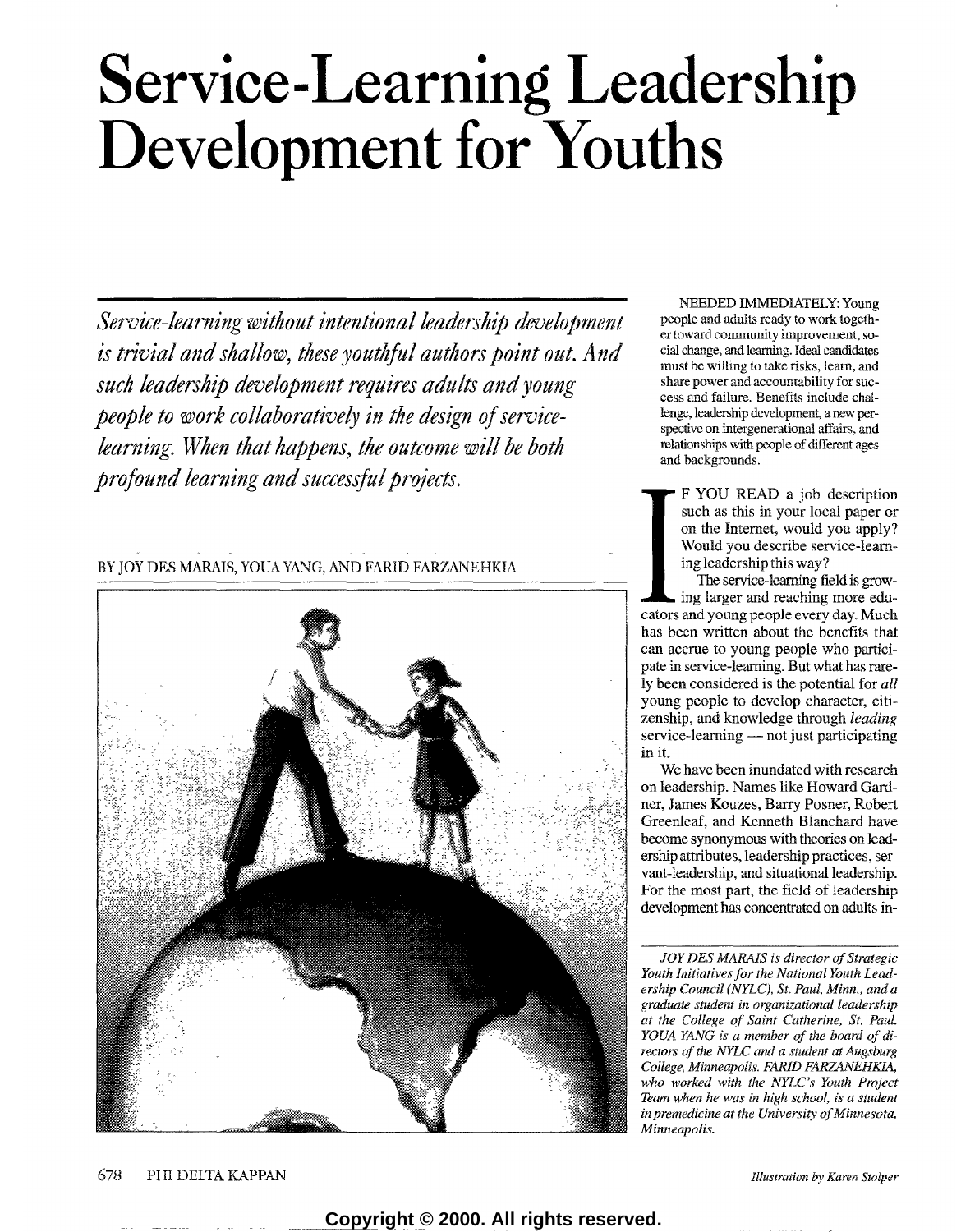# Service-Learning Leadership Development for Youths

*Service-learning without intentional leadership development is trivial and shallow, these youthful authors point out. And such leadership development requires adults and young people to work collaboratively in the design of service-learning. When that happens, the outcome will be both profound learning and successful projects.*

BY JOY DES MARAIS, YOUA YANG, AND FARID FARZANEHKIA

NEEDED IMMEDIATELY: Young people and adults ready to work together toward community improvement, social change, and learning. Ideal candidates must be willing to take risks, learn, and share power and accountability for success and failure. Benefits include challenge, leadership development, a new perspective on intergenerational affairs, and relationships with people of different ages and backgrounds.

IF YOU READ a job description such as this in your local paper or on the Internet, would you apply? Would you describe service-learning leadership this way?

The service-learning field is growing larger and reaching more educators and young people every day. Much has been written about the benefits that can accrue to young people who participate in service-learning. But what has rarely been considered is the potential for *all* young people to develop character, citizenship, and knowledge through *leading* service-learning — not just participating in it.

We have been inundated with research on leadership. Names like Howard Gardner, James Kouzes, Barry Posner, Robert Greenleaf, and Kenneth Blanchard have become synonymous with theories on leadership attributes, leadership practices, servant-leadership, and situational leadership. For the most part, the field of leadership development has concentrated on adults in-

*JOY DES MARAIS is director of Strategic Youth Initiatives for the National Youth Leadership Council (NYLC), St. Paul, Minn., and a graduate student in organizational leadership at the College of Saint Catherine, St. Paul. YOUA YANG is a member of the board of directors of the NYLC and a student at Augsburg College, Minneapolis. FARID FARZANEHKIA, who worked with the NYLC's Youth Project Team when he was in high school, is a student in premedicine at the University of Minnesota, Minneapolis.*

Illustration by Karen Stolper

Copyright © 2000. All rights reserved.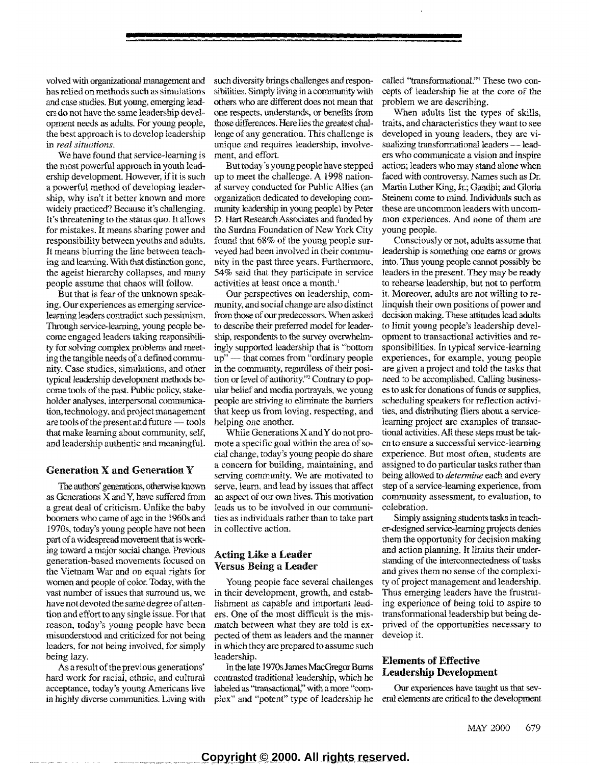volved with organizational management and has relied on methods such as simulations and case studies. But young, emerging leaders do not have the same leadership development needs as adults. For young people, the best approach is to develop leadership in *real situations*.

We have found that service-learning is the most powerful approach in youth leadership development. However, if it is such a powerful method of developing leadership, why isn't it better known and more widely practiced? Because it's challenging. It's threatening to the status quo. It allows for mistakes. It means sharing power and responsibility between youths and adults. It means blurring the line between teaching and learning. With that distinction gone, the ageist hierarchy collapses, and many people assume that chaos will follow.

But that is fear of the unknown speaking. Our experiences as emerging service-learning leaders contradict such pessimism. Through service-learning, young people become engaged leaders taking responsibility for solving complex problems and meeting the tangible needs of a defined community. Case studies, simulations, and other typical leadership development methods become tools of the past. Public policy, stakeholder analyses, interpersonal communication, technology, and project management are tools of the present and future — tools that make learning about community, self, and leadership authentic and meaningful.

## Generation X and Generation Y

The authors' generations, otherwise known as Generations X and Y, have suffered from a great deal of criticism. Unlike the baby boomers who came of age in the 1960s and 1970s, today's young people have not been part of a widespread movement that is working toward a major social change. Previous generation-based movements focused on the Vietnam War and on equal rights for women and people of color. Today, with the vast number of issues that surround us, we have not devoted the same degree of attention and effort to any single issue. For that reason, today's young people have been misunderstood and criticized for not being leaders, for not being involved, for simply being lazy.

As a result of the previous generations' hard work for racial, ethnic, and cultural acceptance, today's young Americans live in highly diverse communities. Living with such diversity brings challenges and responsibilities. Simply living in a community with others who are different does not mean that one respects, understands, or benefits from those differences. Here lies the greatest challenge of any generation. This challenge is unique and requires leadership, involvement, and effort.

But today's young people have stepped up to meet the challenge. A 1998 national survey conducted for Public Allies (an organization dedicated to developing community leadership in young people) by Peter D. Hart Research Associates and funded by the Surdna Foundation of New York City found that 68% of the young people surveyed had been involved in their community in the past three years. Furthermore, 54% said that they participate in service activities at least once a month.[1]

Our perspectives on leadership, community, and social change are also distinct from those of our predecessors. When asked to describe their preferred model for leadership, respondents to the survey overwhelmingly supported leadership that is "bottom up" — that comes from "ordinary people in the community, regardless of their position or level of authority."[2] Contrary to popular belief and media portrayals, we young people are striving to eliminate the barriers that keep us from loving, respecting, and helping one another.

While Generations X and Y do not promote a specific goal within the area of social change, today's young people do share a concern for building, maintaining, and serving community. We are motivated to serve, learn, and lead by issues that affect an aspect of our own lives. This motivation leads us to be involved in our communities as individuals rather than to take part in collective action.

## Acting Like a Leader Versus Being a Leader

Young people face several challenges in their development, growth, and establishment as capable and important leaders. One of the most difficult is the mismatch between what they are told is expected of them as leaders and the manner in which they are prepared to assume such leadership.

In the late 1970s James MacGregor Burns contrasted traditional leadership, which he labeled as "transactional," with a more "complex" and "potent" type of leadership he called "transformational."[3] These two concepts of leadership lie at the core of the problem we are describing.

When adults list the types of skills, traits, and characteristics they want to see developed in young leaders, they are visualizing transformational leaders — leaders who communicate a vision and inspire action; leaders who may stand alone when faced with controversy. Names such as Dr. Martin Luther King, Jr.; Gandhi; and Gloria Steinem come to mind. Individuals such as these are uncommon leaders with uncommon experiences. And none of them are young people.

Consciously or not, adults assume that leadership is something one earns or grows into. Thus young people cannot possibly be leaders in the present. They may be ready to rehearse leadership, but not to perform it. Moreover, adults are not willing to relinquish their own positions of power and decision making. These attitudes lead adults to limit young people's leadership development to transactional activities and responsibilities. In typical service-learning experiences, for example, young people are given a project and told the tasks that need to be accomplished. Calling businesses to ask for donations of funds or supplies, scheduling speakers for reflection activities, and distributing fliers about a service-learning project are examples of transactional activities. All these steps must be taken to ensure a successful service-learning experience. But most often, students are assigned to do particular tasks rather than being allowed to *determine* each and every step of a service-learning experience, from community assessment, to evaluation, to celebration.

Simply assigning students tasks in teacher-designed service-learning projects denies them the opportunity for decision making and action planning. It limits their understanding of the interconnectedness of tasks and gives them no sense of the complexity of project management and leadership. Thus emerging leaders have the frustrating experience of being told to aspire to transformational leadership but being deprived of the opportunities necessary to develop it.

## Elements of Effective Leadership Development

Our experiences have taught us that several elements are critical to the development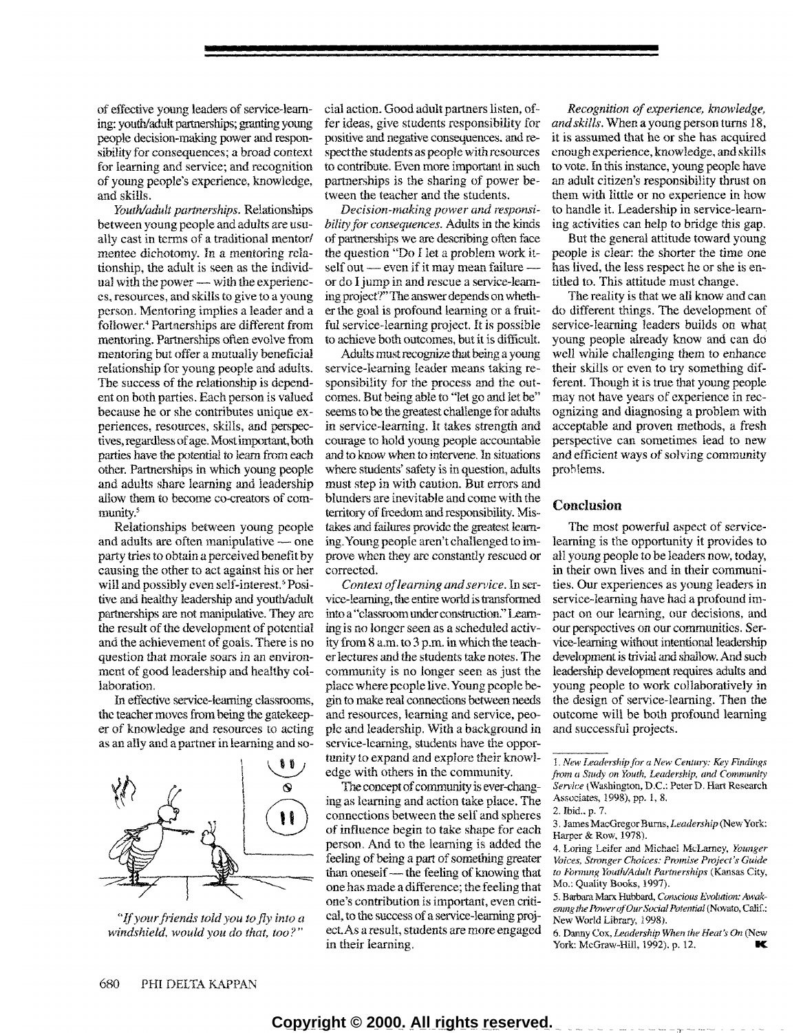of effective young leaders of service-learning: youth/adult partnerships; granting young people decision-making power and responsibility for consequences; a broad context for learning and service; and recognition of young people's experience, knowledge, and skills.

*Youth/adult partnerships.* Relationships between young people and adults are usually cast in terms of a traditional mentor/mentee dichotomy. In a mentoring relationship, the adult is seen as the individual with the power — with the experiences, resources, and skills to give to a young person. Mentoring implies a leader and a follower.[4] Partnerships are different from mentoring. Partnerships often evolve from mentoring but offer a mutually beneficial relationship for young people and adults. The success of the relationship is dependent on both parties. Each person is valued because he or she contributes unique experiences, resources, skills, and perspectives, regardless of age. Most important, both parties have the potential to learn from each other. Partnerships in which young people and adults share learning and leadership allow them to become co-creators of community.[5]

Relationships between young people and adults are often manipulative — one party tries to obtain a perceived benefit by causing the other to act against his or her will and possibly even self-interest.[6] Positive and healthy leadership and youth/adult partnerships are not manipulative. They are the result of the development of potential and the achievement of goals. There is no question that morale soars in an environment of good leadership and healthy collaboration.

In effective service-learning classrooms, the teacher moves from being the gatekeeper of knowledge and resources to acting as an ally and a partner in learning and social action. Good adult partners listen, offer ideas, give students responsibility for positive and negative consequences, and respect the students as people with resources to contribute. Even more important in such partnerships is the sharing of power between the teacher and the students.

*"If your friends told you to fly into a windshield, would you do that, too?"*

*Decision-making power and responsibility for consequences.* Adults in the kinds of partnerships we are describing often face the question "Do I let a problem work itself out — even if it may mean failure — or do I jump in and rescue a service-learning project?" The answer depends on whether the goal is profound learning or a fruitful service-learning project. It is possible to achieve both outcomes, but it is difficult.

Adults must recognize that being a young service-learning leader means taking responsibility for the process and the outcomes. But being able to "let go and let be" seems to be the greatest challenge for adults in service-learning. It takes strength and courage to hold young people accountable and to know when to intervene. In situations where students' safety is in question, adults must step in with caution. But errors and blunders are inevitable and come with the territory of freedom and responsibility. Mistakes and failures provide the greatest learning. Young people aren't challenged to improve when they are constantly rescued or corrected.

*Context of learning and service.* In service-learning, the entire world is transformed into a "classroom under construction." Learning is no longer seen as a scheduled activity from 8 a.m. to 3 p.m. in which the teacher lectures and the students take notes. The community is no longer seen as just the place where people live. Young people begin to make real connections between needs and resources, learning and service, people and leadership. With a background in service-learning, students have the opportunity to expand and explore their knowledge with others in the community.

The concept of community is ever-changing as learning and action take place. The connections between the self and spheres of influence begin to take shape for each person. And to the learning is added the feeling of being a part of something greater than oneself — the feeling of knowing that one has made a difference; the feeling that one's contribution is important, even critical, to the success of a service-learning project. As a result, students are more engaged in their learning.

*Recognition of experience, knowledge, and skills.* When a young person turns 18, it is assumed that he or she has acquired enough experience, knowledge, and skills to vote. In this instance, young people have an adult citizen's responsibility thrust on them with little or no experience in how to handle it. Leadership in service-learning activities can help to bridge this gap.

But the general attitude toward young people is clear: the shorter the time one has lived, the less respect he or she is entitled to. This attitude must change.

The reality is that we all know and can do different things. The development of service-learning leaders builds on what young people already know and can do well while challenging them to enhance their skills or even to try something different. Though it is true that young people may not have years of experience in recognizing and diagnosing a problem with acceptable and proven methods, a fresh perspective can sometimes lead to new and efficient ways of solving community problems.

## Conclusion

The most powerful aspect of service-learning is the opportunity it provides to all young people to be leaders now, today, in their own lives and in their communities. Our experiences as young leaders in service-learning have had a profound impact on our learning, our decisions, and our perspectives on our communities. Service-learning without intentional leadership development is trivial and shallow. And such leadership development requires adults and young people to work collaboratively in the design of service-learning. Then the outcome will be both profound learning and successful projects.

---

1. *New Leadership for a New Century: Key Findings from a Study on Youth, Leadership, and Community Service* (Washington, D.C.: Peter D. Hart Research Associates, 1998), pp. 1, 8.
2. Ibid., p. 7.
3. James MacGregor Burns, *Leadership* (New York: Harper & Row, 1978).
4. Loring Leifer and Michael McLarney, *Younger Voices, Stronger Choices: Promise Project's Guide to Forming Youth/Adult Partnerships* (Kansas City, Mo.: Quality Books, 1997).
5. Barbara Marx Hubbard, *Conscious Evolution: Awakening the Power of Our Social Potential* (Novato, Calif.: New World Library, 1998).
6. Danny Cox, *Leadership When the Heat's On* (New York: McGraw-Hill, 1992), p. 12.